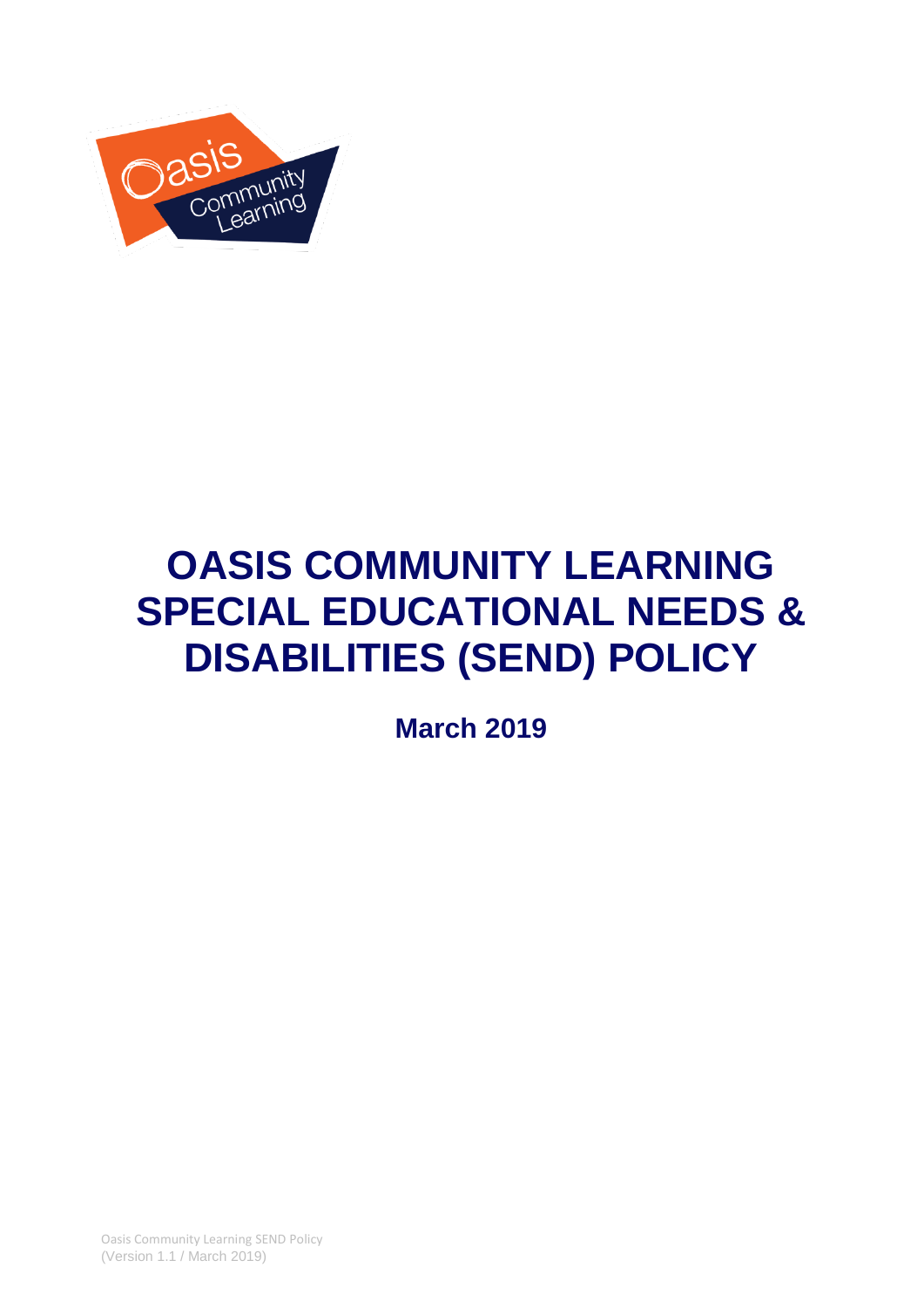# OASIS COMMUNITY LEARNING SPECIAL EDUCATIONAL NEEDS & DISABILITIES (SEND) POLICY

**March 2019**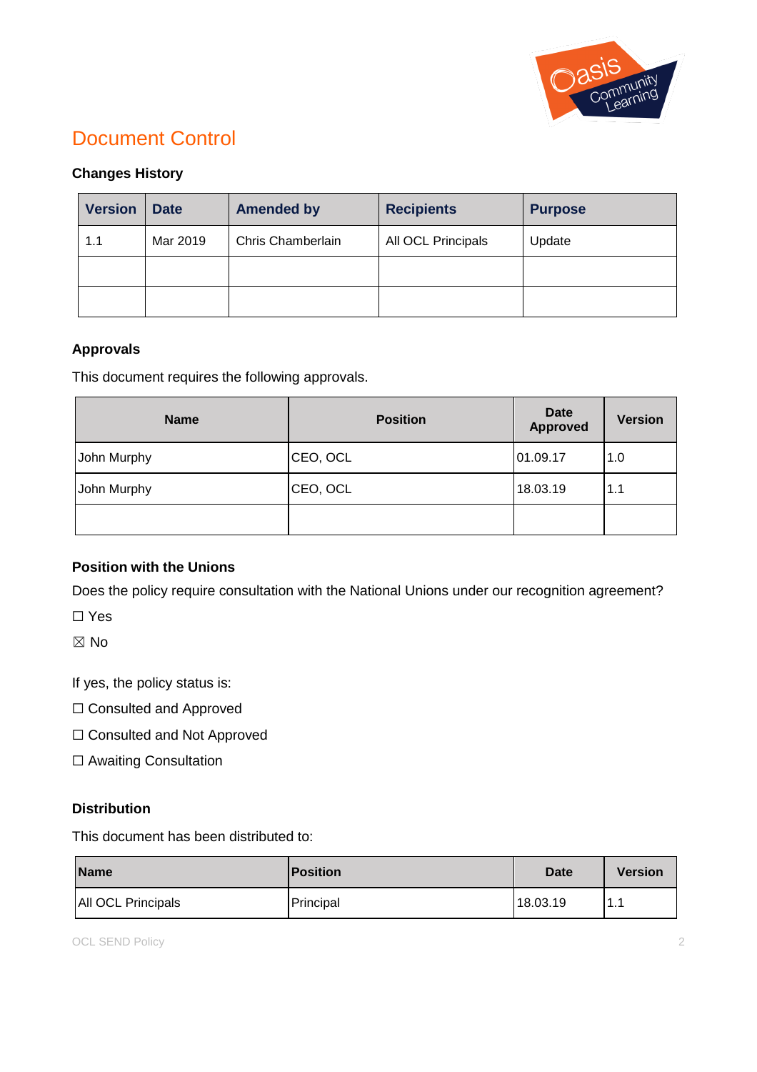# Document Control

### Changes History

| Version | Date | Amended by | Recipients | Purpose |
|---|---|---|---|---|
| 1.1 | Mar 2019 | Chris Chamberlain | All OCL Principals | Update |
| | | | | |
| | | | | |

### Approvals

This document requires the following approvals.

| Name | Position | Date Approved | Version |
|---|---|---|---|
| John Murphy | CEO, OCL | 01.09.17 | 1.0 |
| John Murphy | CEO, OCL | 18.03.19 | 1.1 |
| | | | |

### Position with the Unions

Does the policy require consultation with the National Unions under our recognition agreement?

☐ Yes

☒ No

If yes, the policy status is:

☐ Consulted and Approved

☐ Consulted and Not Approved

☐ Awaiting Consultation

### Distribution

This document has been distributed to:

| Name | Position | Date | Version |
|---|---|---|---|
| All OCL Principals | Principal | 18.03.19 | 1.1 |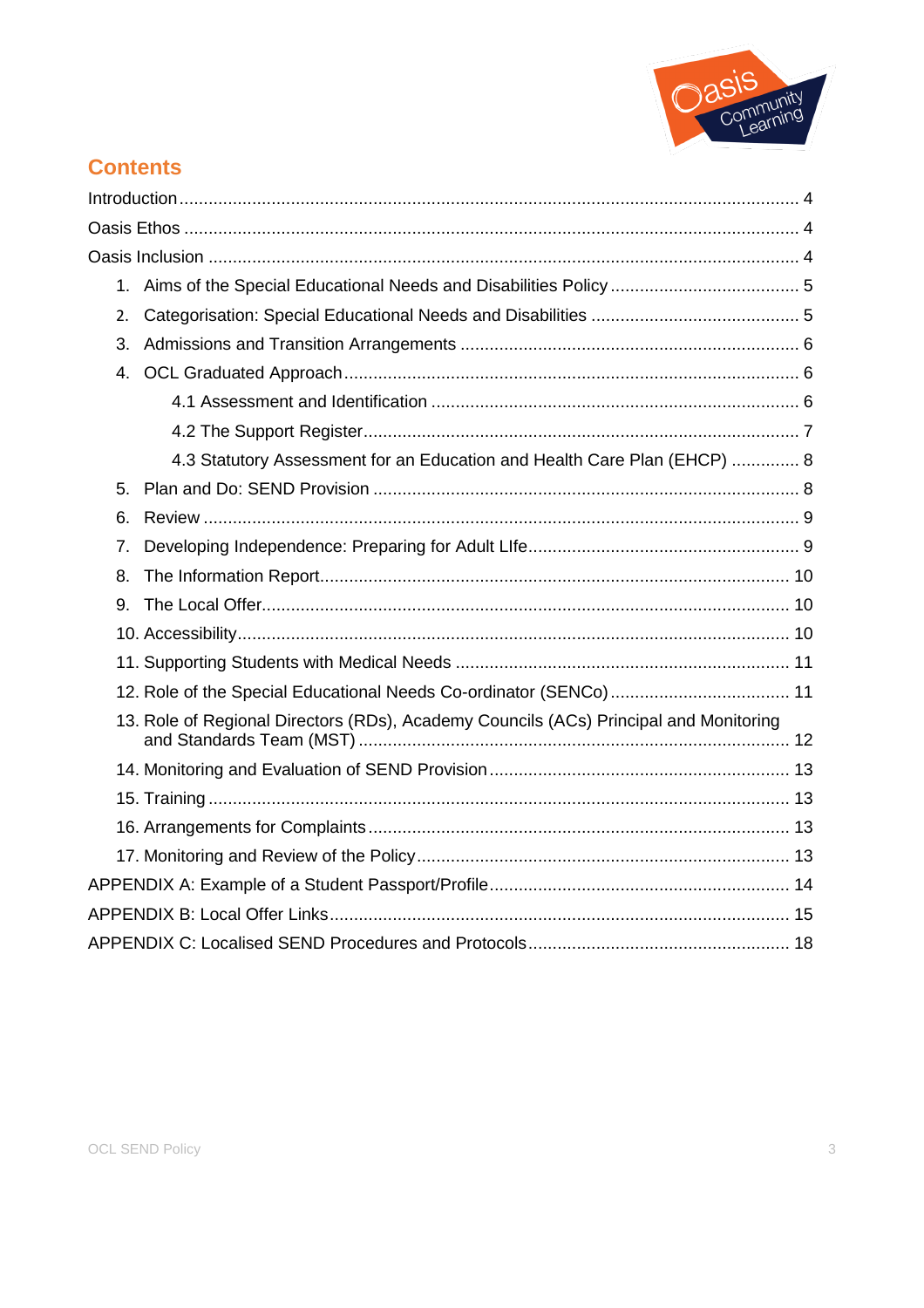## Contents

Introduction ........ 4

Oasis Ethos ........ 4

Oasis Inclusion ........ 4

1. Aims of the Special Educational Needs and Disabilities Policy ........ 5
2. Categorisation: Special Educational Needs and Disabilities ........ 5
3. Admissions and Transition Arrangements ........ 6
4. OCL Graduated Approach ........ 6
   - 4.1 Assessment and Identification ........ 6
   - 4.2 The Support Register ........ 7
   - 4.3 Statutory Assessment for an Education and Health Care Plan (EHCP) ........ 8
5. Plan and Do: SEND Provision ........ 8
6. Review ........ 9
7. Developing Independence: Preparing for Adult LIfe ........ 9
8. The Information Report ........ 10
9. The Local Offer ........ 10
10. Accessibility ........ 10
11. Supporting Students with Medical Needs ........ 11
12. Role of the Special Educational Needs Co-ordinator (SENCo) ........ 11
13. Role of Regional Directors (RDs), Academy Councils (ACs) Principal and Monitoring and Standards Team (MST) ........ 12
14. Monitoring and Evaluation of SEND Provision ........ 13
15. Training ........ 13
16. Arrangements for Complaints ........ 13
17. Monitoring and Review of the Policy ........ 13

APPENDIX A: Example of a Student Passport/Profile ........ 14

APPENDIX B: Local Offer Links ........ 15

APPENDIX C: Localised SEND Procedures and Protocols ........ 18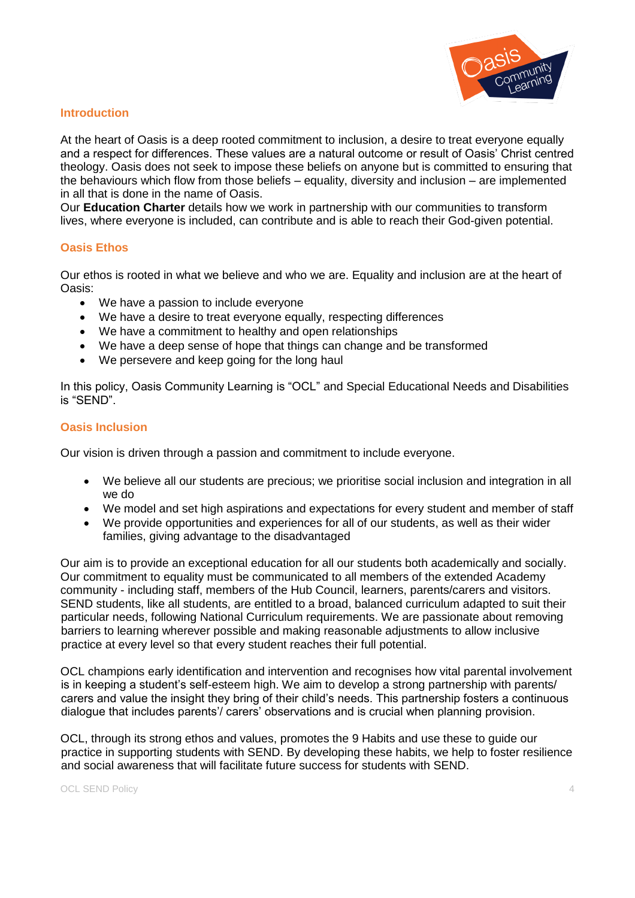## Introduction

At the heart of Oasis is a deep rooted commitment to inclusion, a desire to treat everyone equally and a respect for differences. These values are a natural outcome or result of Oasis' Christ centred theology. Oasis does not seek to impose these beliefs on anyone but is committed to ensuring that the behaviours which flow from those beliefs – equality, diversity and inclusion – are implemented in all that is done in the name of Oasis.
Our **Education Charter** details how we work in partnership with our communities to transform lives, where everyone is included, can contribute and is able to reach their God-given potential.

## Oasis Ethos

Our ethos is rooted in what we believe and who we are. Equality and inclusion are at the heart of Oasis:

- We have a passion to include everyone
- We have a desire to treat everyone equally, respecting differences
- We have a commitment to healthy and open relationships
- We have a deep sense of hope that things can change and be transformed
- We persevere and keep going for the long haul

In this policy, Oasis Community Learning is "OCL" and Special Educational Needs and Disabilities is "SEND".

## Oasis Inclusion

Our vision is driven through a passion and commitment to include everyone.

- We believe all our students are precious; we prioritise social inclusion and integration in all we do
- We model and set high aspirations and expectations for every student and member of staff
- We provide opportunities and experiences for all of our students, as well as their wider families, giving advantage to the disadvantaged

Our aim is to provide an exceptional education for all our students both academically and socially. Our commitment to equality must be communicated to all members of the extended Academy community - including staff, members of the Hub Council, learners, parents/carers and visitors. SEND students, like all students, are entitled to a broad, balanced curriculum adapted to suit their particular needs, following National Curriculum requirements. We are passionate about removing barriers to learning wherever possible and making reasonable adjustments to allow inclusive practice at every level so that every student reaches their full potential.

OCL champions early identification and intervention and recognises how vital parental involvement is in keeping a student's self-esteem high. We aim to develop a strong partnership with parents/ carers and value the insight they bring of their child's needs. This partnership fosters a continuous dialogue that includes parents'/ carers' observations and is crucial when planning provision.

OCL, through its strong ethos and values, promotes the 9 Habits and use these to guide our practice in supporting students with SEND. By developing these habits, we help to foster resilience and social awareness that will facilitate future success for students with SEND.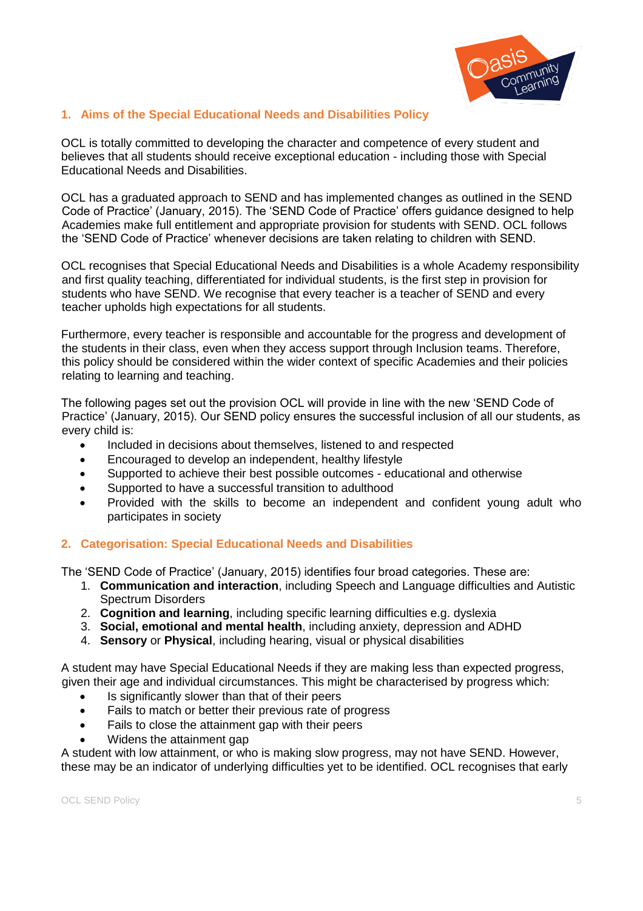## 1. Aims of the Special Educational Needs and Disabilities Policy

OCL is totally committed to developing the character and competence of every student and believes that all students should receive exceptional education - including those with Special Educational Needs and Disabilities.

OCL has a graduated approach to SEND and has implemented changes as outlined in the SEND Code of Practice' (January, 2015). The 'SEND Code of Practice' offers guidance designed to help Academies make full entitlement and appropriate provision for students with SEND. OCL follows the 'SEND Code of Practice' whenever decisions are taken relating to children with SEND.

OCL recognises that Special Educational Needs and Disabilities is a whole Academy responsibility and first quality teaching, differentiated for individual students, is the first step in provision for students who have SEND. We recognise that every teacher is a teacher of SEND and every teacher upholds high expectations for all students.

Furthermore, every teacher is responsible and accountable for the progress and development of the students in their class, even when they access support through Inclusion teams. Therefore, this policy should be considered within the wider context of specific Academies and their policies relating to learning and teaching.

The following pages set out the provision OCL will provide in line with the new 'SEND Code of Practice' (January, 2015). Our SEND policy ensures the successful inclusion of all our students, as every child is:

- Included in decisions about themselves, listened to and respected
- Encouraged to develop an independent, healthy lifestyle
- Supported to achieve their best possible outcomes - educational and otherwise
- Supported to have a successful transition to adulthood
- Provided with the skills to become an independent and confident young adult who participates in society

## 2. Categorisation: Special Educational Needs and Disabilities

The 'SEND Code of Practice' (January, 2015) identifies four broad categories. These are:

1. **Communication and interaction**, including Speech and Language difficulties and Autistic Spectrum Disorders
2. **Cognition and learning**, including specific learning difficulties e.g. dyslexia
3. **Social, emotional and mental health**, including anxiety, depression and ADHD
4. **Sensory** or **Physical**, including hearing, visual or physical disabilities

A student may have Special Educational Needs if they are making less than expected progress, given their age and individual circumstances. This might be characterised by progress which:

- Is significantly slower than that of their peers
- Fails to match or better their previous rate of progress
- Fails to close the attainment gap with their peers
- Widens the attainment gap

A student with low attainment, or who is making slow progress, may not have SEND. However, these may be an indicator of underlying difficulties yet to be identified. OCL recognises that early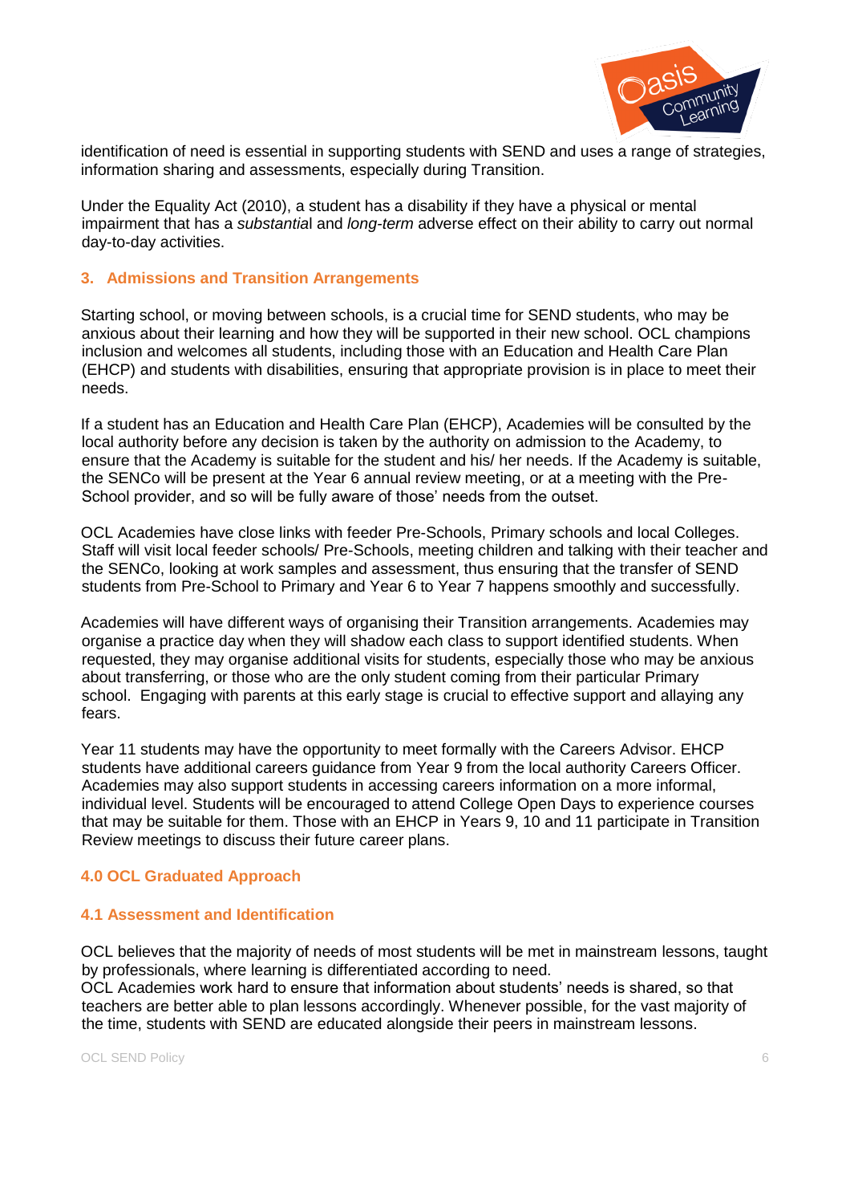identification of need is essential in supporting students with SEND and uses a range of strategies, information sharing and assessments, especially during Transition.

Under the Equality Act (2010), a student has a disability if they have a physical or mental impairment that has a *substantia*l and *long-term* adverse effect on their ability to carry out normal day-to-day activities.

## 3. Admissions and Transition Arrangements

Starting school, or moving between schools, is a crucial time for SEND students, who may be anxious about their learning and how they will be supported in their new school. OCL champions inclusion and welcomes all students, including those with an Education and Health Care Plan (EHCP) and students with disabilities, ensuring that appropriate provision is in place to meet their needs.

If a student has an Education and Health Care Plan (EHCP), Academies will be consulted by the local authority before any decision is taken by the authority on admission to the Academy, to ensure that the Academy is suitable for the student and his/ her needs. If the Academy is suitable, the SENCo will be present at the Year 6 annual review meeting, or at a meeting with the Pre-School provider, and so will be fully aware of those' needs from the outset.

OCL Academies have close links with feeder Pre-Schools, Primary schools and local Colleges. Staff will visit local feeder schools/ Pre-Schools, meeting children and talking with their teacher and the SENCo, looking at work samples and assessment, thus ensuring that the transfer of SEND students from Pre-School to Primary and Year 6 to Year 7 happens smoothly and successfully.

Academies will have different ways of organising their Transition arrangements. Academies may organise a practice day when they will shadow each class to support identified students. When requested, they may organise additional visits for students, especially those who may be anxious about transferring, or those who are the only student coming from their particular Primary school. Engaging with parents at this early stage is crucial to effective support and allaying any fears.

Year 11 students may have the opportunity to meet formally with the Careers Advisor. EHCP students have additional careers guidance from Year 9 from the local authority Careers Officer. Academies may also support students in accessing careers information on a more informal, individual level. Students will be encouraged to attend College Open Days to experience courses that may be suitable for them. Those with an EHCP in Years 9, 10 and 11 participate in Transition Review meetings to discuss their future career plans.

## 4.0 OCL Graduated Approach

### 4.1 Assessment and Identification

OCL believes that the majority of needs of most students will be met in mainstream lessons, taught by professionals, where learning is differentiated according to need.
OCL Academies work hard to ensure that information about students' needs is shared, so that teachers are better able to plan lessons accordingly. Whenever possible, for the vast majority of the time, students with SEND are educated alongside their peers in mainstream lessons.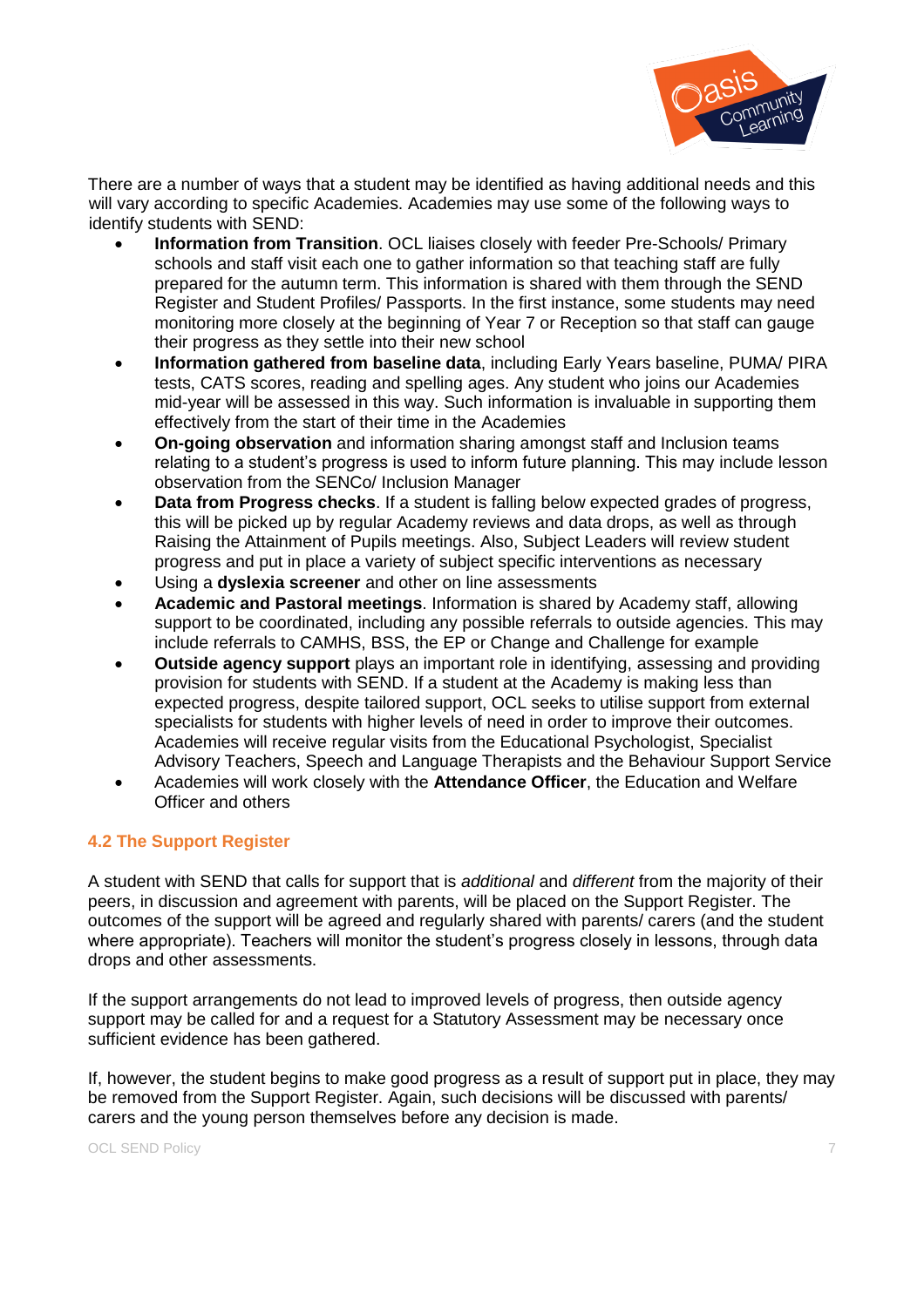There are a number of ways that a student may be identified as having additional needs and this will vary according to specific Academies. Academies may use some of the following ways to identify students with SEND:

- **Information from Transition**. OCL liaises closely with feeder Pre-Schools/ Primary schools and staff visit each one to gather information so that teaching staff are fully prepared for the autumn term. This information is shared with them through the SEND Register and Student Profiles/ Passports. In the first instance, some students may need monitoring more closely at the beginning of Year 7 or Reception so that staff can gauge their progress as they settle into their new school
- **Information gathered from baseline data**, including Early Years baseline, PUMA/ PIRA tests, CATS scores, reading and spelling ages. Any student who joins our Academies mid-year will be assessed in this way. Such information is invaluable in supporting them effectively from the start of their time in the Academies
- **On-going observation** and information sharing amongst staff and Inclusion teams relating to a student's progress is used to inform future planning. This may include lesson observation from the SENCo/ Inclusion Manager
- **Data from Progress checks**. If a student is falling below expected grades of progress, this will be picked up by regular Academy reviews and data drops, as well as through Raising the Attainment of Pupils meetings. Also, Subject Leaders will review student progress and put in place a variety of subject specific interventions as necessary
- Using a **dyslexia screener** and other on line assessments
- **Academic and Pastoral meetings**. Information is shared by Academy staff, allowing support to be coordinated, including any possible referrals to outside agencies. This may include referrals to CAMHS, BSS, the EP or Change and Challenge for example
- **Outside agency support** plays an important role in identifying, assessing and providing provision for students with SEND. If a student at the Academy is making less than expected progress, despite tailored support, OCL seeks to utilise support from external specialists for students with higher levels of need in order to improve their outcomes. Academies will receive regular visits from the Educational Psychologist, Specialist Advisory Teachers, Speech and Language Therapists and the Behaviour Support Service
- Academies will work closely with the **Attendance Officer**, the Education and Welfare Officer and others

### 4.2 The Support Register

A student with SEND that calls for support that is *additional* and *different* from the majority of their peers, in discussion and agreement with parents, will be placed on the Support Register. The outcomes of the support will be agreed and regularly shared with parents/ carers (and the student where appropriate). Teachers will monitor the student's progress closely in lessons, through data drops and other assessments.

If the support arrangements do not lead to improved levels of progress, then outside agency support may be called for and a request for a Statutory Assessment may be necessary once sufficient evidence has been gathered.

If, however, the student begins to make good progress as a result of support put in place, they may be removed from the Support Register. Again, such decisions will be discussed with parents/ carers and the young person themselves before any decision is made.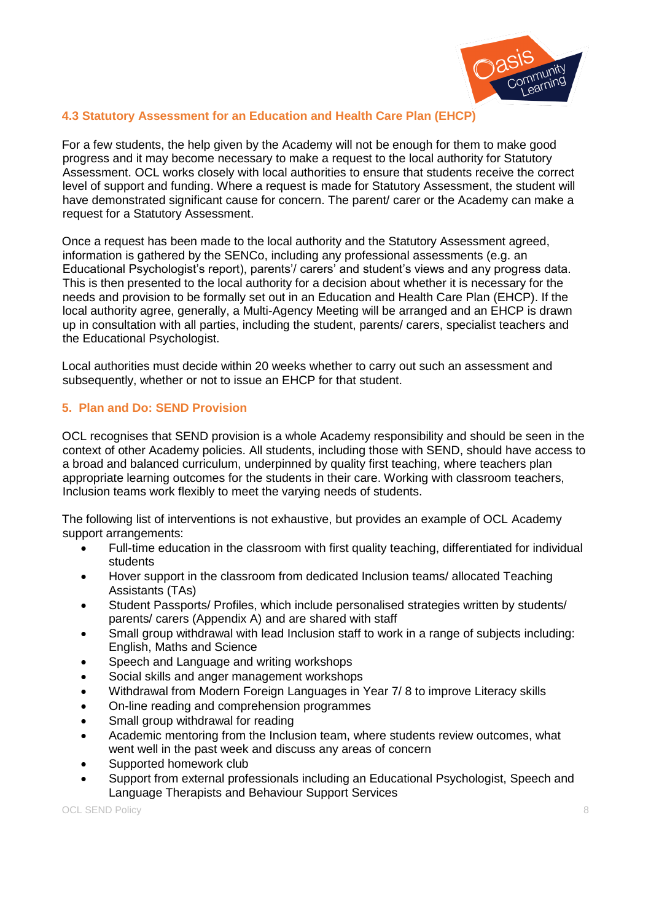### 4.3 Statutory Assessment for an Education and Health Care Plan (EHCP)

For a few students, the help given by the Academy will not be enough for them to make good progress and it may become necessary to make a request to the local authority for Statutory Assessment. OCL works closely with local authorities to ensure that students receive the correct level of support and funding. Where a request is made for Statutory Assessment, the student will have demonstrated significant cause for concern. The parent/ carer or the Academy can make a request for a Statutory Assessment.

Once a request has been made to the local authority and the Statutory Assessment agreed, information is gathered by the SENCo, including any professional assessments (e.g. an Educational Psychologist's report), parents'/ carers' and student's views and any progress data. This is then presented to the local authority for a decision about whether it is necessary for the needs and provision to be formally set out in an Education and Health Care Plan (EHCP). If the local authority agree, generally, a Multi-Agency Meeting will be arranged and an EHCP is drawn up in consultation with all parties, including the student, parents/ carers, specialist teachers and the Educational Psychologist.

Local authorities must decide within 20 weeks whether to carry out such an assessment and subsequently, whether or not to issue an EHCP for that student.

## 5. Plan and Do: SEND Provision

OCL recognises that SEND provision is a whole Academy responsibility and should be seen in the context of other Academy policies. All students, including those with SEND, should have access to a broad and balanced curriculum, underpinned by quality first teaching, where teachers plan appropriate learning outcomes for the students in their care. Working with classroom teachers, Inclusion teams work flexibly to meet the varying needs of students.

The following list of interventions is not exhaustive, but provides an example of OCL Academy support arrangements:

- Full-time education in the classroom with first quality teaching, differentiated for individual students
- Hover support in the classroom from dedicated Inclusion teams/ allocated Teaching Assistants (TAs)
- Student Passports/ Profiles, which include personalised strategies written by students/ parents/ carers (Appendix A) and are shared with staff
- Small group withdrawal with lead Inclusion staff to work in a range of subjects including: English, Maths and Science
- Speech and Language and writing workshops
- Social skills and anger management workshops
- Withdrawal from Modern Foreign Languages in Year 7/ 8 to improve Literacy skills
- On-line reading and comprehension programmes
- Small group withdrawal for reading
- Academic mentoring from the Inclusion team, where students review outcomes, what went well in the past week and discuss any areas of concern
- Supported homework club
- Support from external professionals including an Educational Psychologist, Speech and Language Therapists and Behaviour Support Services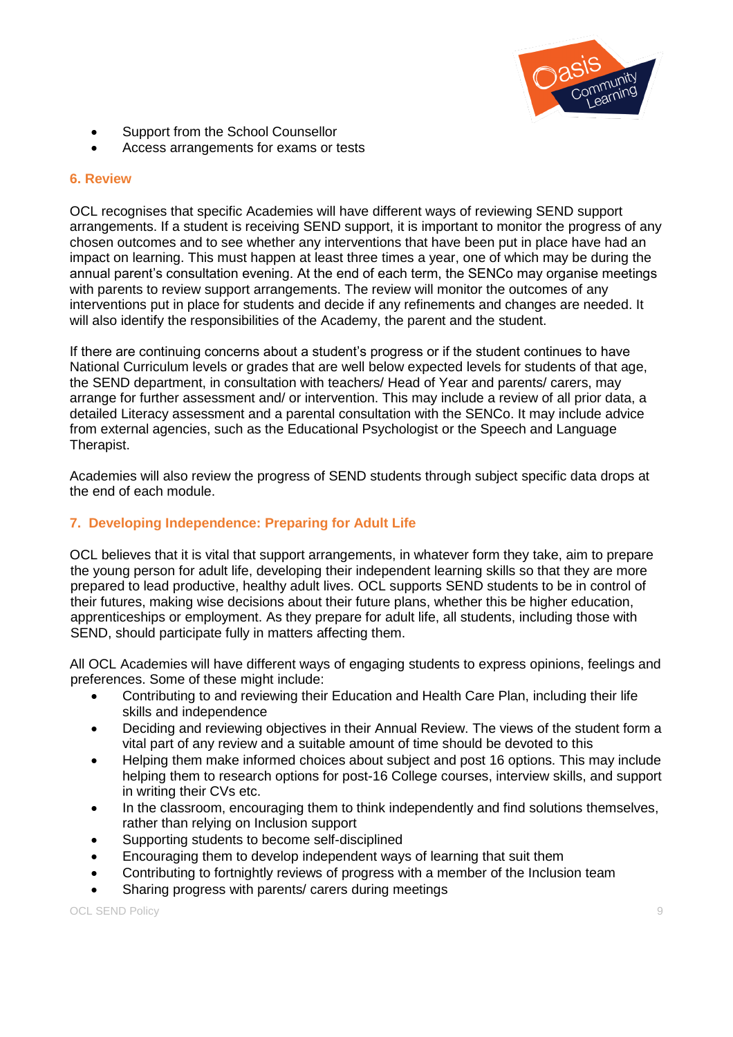- Support from the School Counsellor
- Access arrangements for exams or tests

## 6. Review

OCL recognises that specific Academies will have different ways of reviewing SEND support arrangements. If a student is receiving SEND support, it is important to monitor the progress of any chosen outcomes and to see whether any interventions that have been put in place have had an impact on learning. This must happen at least three times a year, one of which may be during the annual parent's consultation evening. At the end of each term, the SENCo may organise meetings with parents to review support arrangements. The review will monitor the outcomes of any interventions put in place for students and decide if any refinements and changes are needed. It will also identify the responsibilities of the Academy, the parent and the student.

If there are continuing concerns about a student's progress or if the student continues to have National Curriculum levels or grades that are well below expected levels for students of that age, the SEND department, in consultation with teachers/ Head of Year and parents/ carers, may arrange for further assessment and/ or intervention. This may include a review of all prior data, a detailed Literacy assessment and a parental consultation with the SENCo. It may include advice from external agencies, such as the Educational Psychologist or the Speech and Language Therapist.

Academies will also review the progress of SEND students through subject specific data drops at the end of each module.

## 7. Developing Independence: Preparing for Adult Life

OCL believes that it is vital that support arrangements, in whatever form they take, aim to prepare the young person for adult life, developing their independent learning skills so that they are more prepared to lead productive, healthy adult lives. OCL supports SEND students to be in control of their futures, making wise decisions about their future plans, whether this be higher education, apprenticeships or employment. As they prepare for adult life, all students, including those with SEND, should participate fully in matters affecting them.

All OCL Academies will have different ways of engaging students to express opinions, feelings and preferences. Some of these might include:

- Contributing to and reviewing their Education and Health Care Plan, including their life skills and independence
- Deciding and reviewing objectives in their Annual Review. The views of the student form a vital part of any review and a suitable amount of time should be devoted to this
- Helping them make informed choices about subject and post 16 options. This may include helping them to research options for post-16 College courses, interview skills, and support in writing their CVs etc.
- In the classroom, encouraging them to think independently and find solutions themselves, rather than relying on Inclusion support
- Supporting students to become self-disciplined
- Encouraging them to develop independent ways of learning that suit them
- Contributing to fortnightly reviews of progress with a member of the Inclusion team
- Sharing progress with parents/ carers during meetings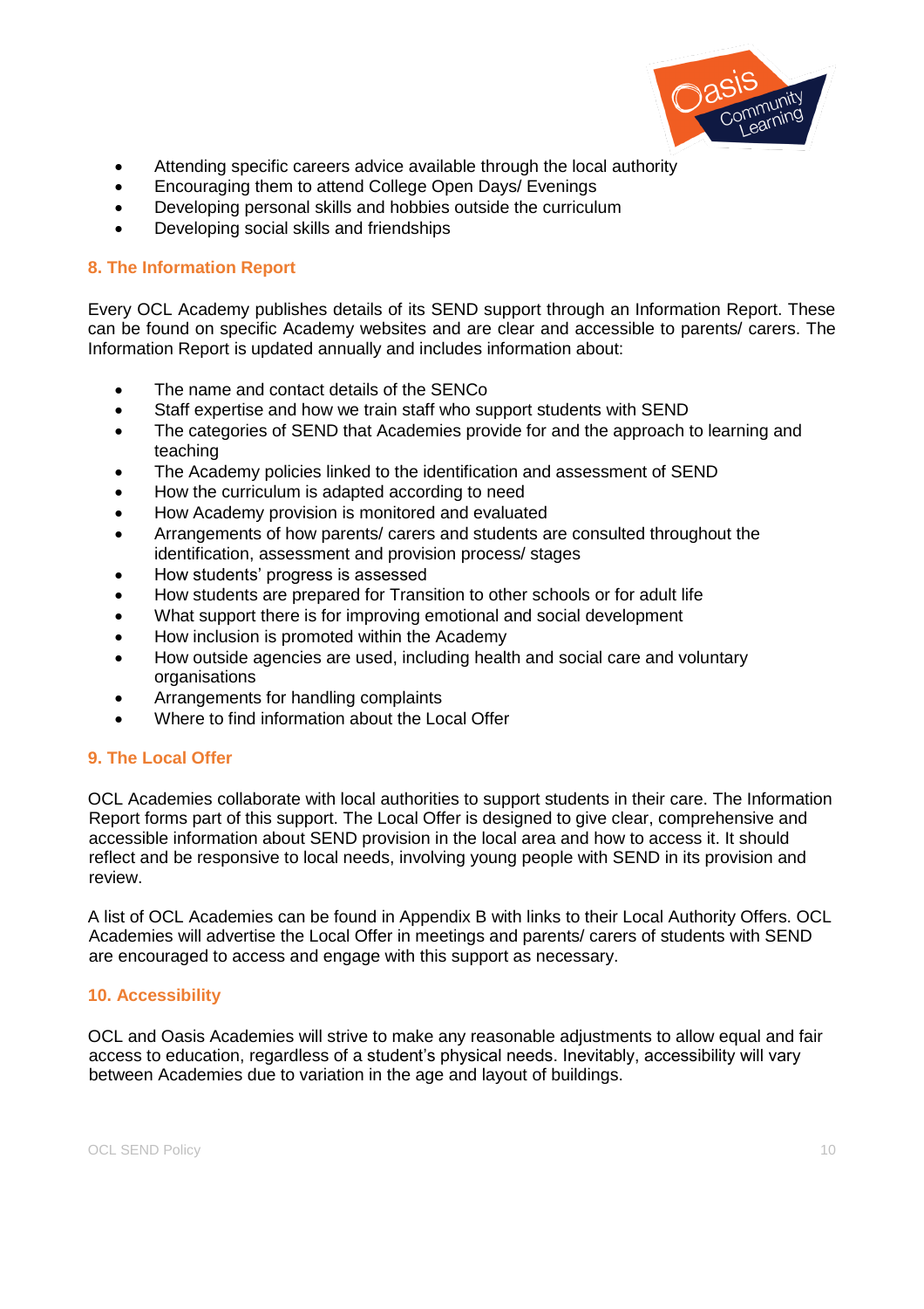- Attending specific careers advice available through the local authority
- Encouraging them to attend College Open Days/ Evenings
- Developing personal skills and hobbies outside the curriculum
- Developing social skills and friendships

## 8. The Information Report

Every OCL Academy publishes details of its SEND support through an Information Report. These can be found on specific Academy websites and are clear and accessible to parents/ carers. The Information Report is updated annually and includes information about:

- The name and contact details of the SENCo
- Staff expertise and how we train staff who support students with SEND
- The categories of SEND that Academies provide for and the approach to learning and teaching
- The Academy policies linked to the identification and assessment of SEND
- How the curriculum is adapted according to need
- How Academy provision is monitored and evaluated
- Arrangements of how parents/ carers and students are consulted throughout the identification, assessment and provision process/ stages
- How students' progress is assessed
- How students are prepared for Transition to other schools or for adult life
- What support there is for improving emotional and social development
- How inclusion is promoted within the Academy
- How outside agencies are used, including health and social care and voluntary organisations
- Arrangements for handling complaints
- Where to find information about the Local Offer

## 9. The Local Offer

OCL Academies collaborate with local authorities to support students in their care. The Information Report forms part of this support. The Local Offer is designed to give clear, comprehensive and accessible information about SEND provision in the local area and how to access it. It should reflect and be responsive to local needs, involving young people with SEND in its provision and review.

A list of OCL Academies can be found in Appendix B with links to their Local Authority Offers. OCL Academies will advertise the Local Offer in meetings and parents/ carers of students with SEND are encouraged to access and engage with this support as necessary.

## 10. Accessibility

OCL and Oasis Academies will strive to make any reasonable adjustments to allow equal and fair access to education, regardless of a student's physical needs. Inevitably, accessibility will vary between Academies due to variation in the age and layout of buildings.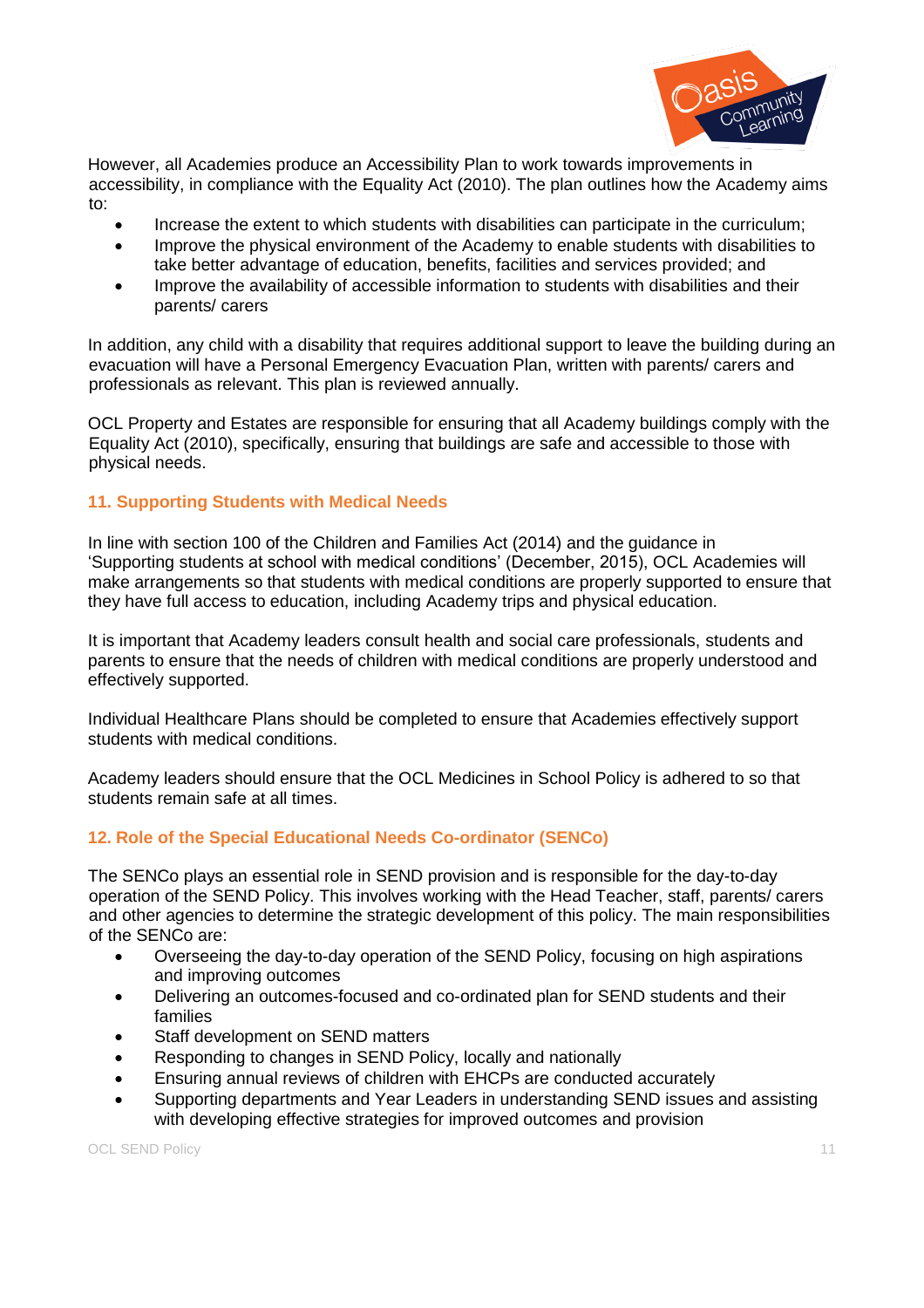However, all Academies produce an Accessibility Plan to work towards improvements in accessibility, in compliance with the Equality Act (2010). The plan outlines how the Academy aims to:

- Increase the extent to which students with disabilities can participate in the curriculum;
- Improve the physical environment of the Academy to enable students with disabilities to take better advantage of education, benefits, facilities and services provided; and
- Improve the availability of accessible information to students with disabilities and their parents/ carers

In addition, any child with a disability that requires additional support to leave the building during an evacuation will have a Personal Emergency Evacuation Plan, written with parents/ carers and professionals as relevant. This plan is reviewed annually.

OCL Property and Estates are responsible for ensuring that all Academy buildings comply with the Equality Act (2010), specifically, ensuring that buildings are safe and accessible to those with physical needs.

## 11. Supporting Students with Medical Needs

In line with section 100 of the Children and Families Act (2014) and the guidance in 'Supporting students at school with medical conditions' (December, 2015), OCL Academies will make arrangements so that students with medical conditions are properly supported to ensure that they have full access to education, including Academy trips and physical education.

It is important that Academy leaders consult health and social care professionals, students and parents to ensure that the needs of children with medical conditions are properly understood and effectively supported.

Individual Healthcare Plans should be completed to ensure that Academies effectively support students with medical conditions.

Academy leaders should ensure that the OCL Medicines in School Policy is adhered to so that students remain safe at all times.

## 12. Role of the Special Educational Needs Co-ordinator (SENCo)

The SENCo plays an essential role in SEND provision and is responsible for the day-to-day operation of the SEND Policy. This involves working with the Head Teacher, staff, parents/ carers and other agencies to determine the strategic development of this policy. The main responsibilities of the SENCo are:

- Overseeing the day-to-day operation of the SEND Policy, focusing on high aspirations and improving outcomes
- Delivering an outcomes-focused and co-ordinated plan for SEND students and their families
- Staff development on SEND matters
- Responding to changes in SEND Policy, locally and nationally
- Ensuring annual reviews of children with EHCPs are conducted accurately
- Supporting departments and Year Leaders in understanding SEND issues and assisting with developing effective strategies for improved outcomes and provision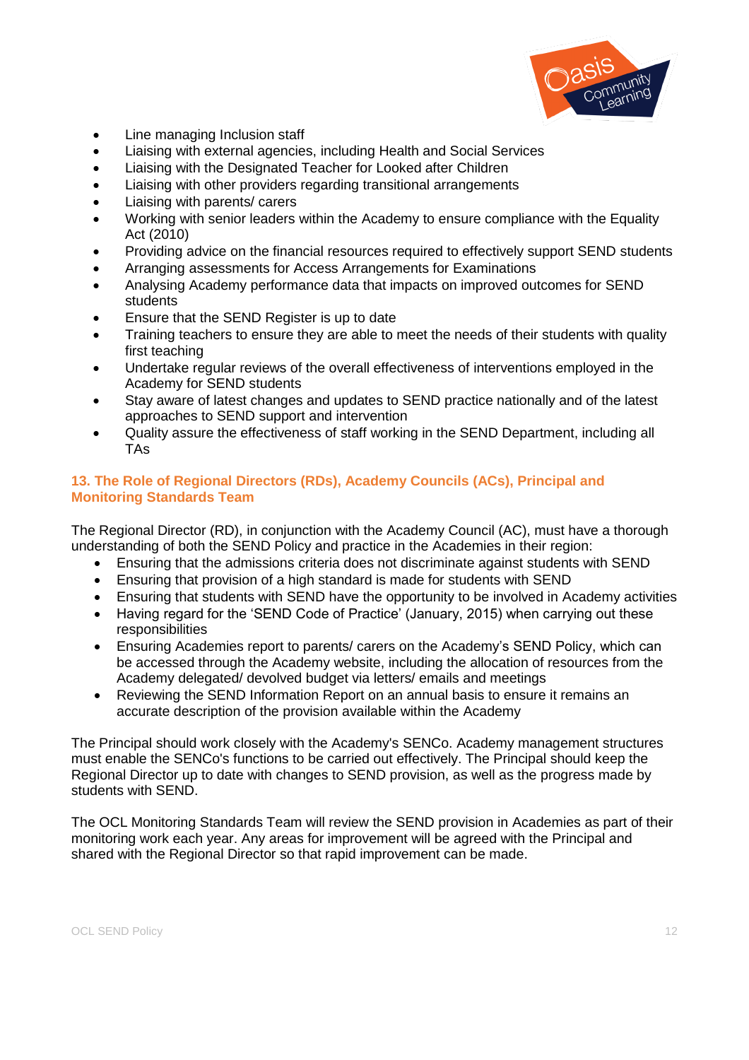- Line managing Inclusion staff
- Liaising with external agencies, including Health and Social Services
- Liaising with the Designated Teacher for Looked after Children
- Liaising with other providers regarding transitional arrangements
- Liaising with parents/ carers
- Working with senior leaders within the Academy to ensure compliance with the Equality Act (2010)
- Providing advice on the financial resources required to effectively support SEND students
- Arranging assessments for Access Arrangements for Examinations
- Analysing Academy performance data that impacts on improved outcomes for SEND students
- Ensure that the SEND Register is up to date
- Training teachers to ensure they are able to meet the needs of their students with quality first teaching
- Undertake regular reviews of the overall effectiveness of interventions employed in the Academy for SEND students
- Stay aware of latest changes and updates to SEND practice nationally and of the latest approaches to SEND support and intervention
- Quality assure the effectiveness of staff working in the SEND Department, including all TAs

## 13. The Role of Regional Directors (RDs), Academy Councils (ACs), Principal and Monitoring Standards Team

The Regional Director (RD), in conjunction with the Academy Council (AC), must have a thorough understanding of both the SEND Policy and practice in the Academies in their region:

- Ensuring that the admissions criteria does not discriminate against students with SEND
- Ensuring that provision of a high standard is made for students with SEND
- Ensuring that students with SEND have the opportunity to be involved in Academy activities
- Having regard for the 'SEND Code of Practice' (January, 2015) when carrying out these responsibilities
- Ensuring Academies report to parents/ carers on the Academy's SEND Policy, which can be accessed through the Academy website, including the allocation of resources from the Academy delegated/ devolved budget via letters/ emails and meetings
- Reviewing the SEND Information Report on an annual basis to ensure it remains an accurate description of the provision available within the Academy

The Principal should work closely with the Academy's SENCo. Academy management structures must enable the SENCo's functions to be carried out effectively. The Principal should keep the Regional Director up to date with changes to SEND provision, as well as the progress made by students with SEND.

The OCL Monitoring Standards Team will review the SEND provision in Academies as part of their monitoring work each year. Any areas for improvement will be agreed with the Principal and shared with the Regional Director so that rapid improvement can be made.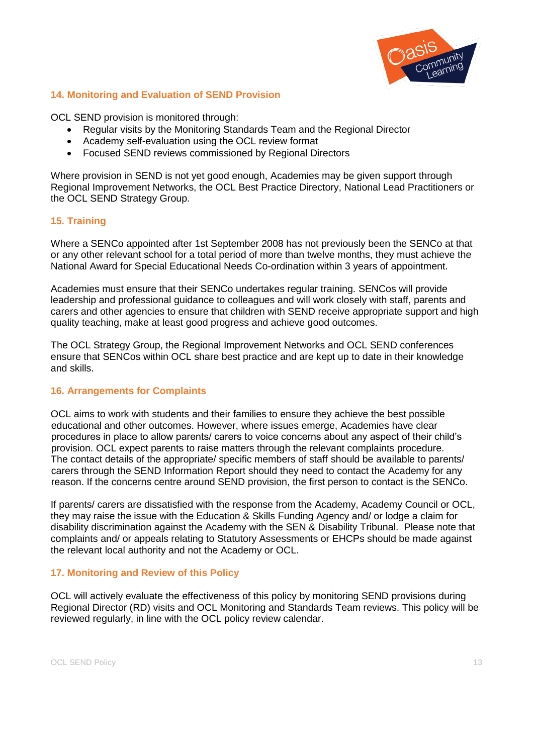## 14. Monitoring and Evaluation of SEND Provision

OCL SEND provision is monitored through:

- Regular visits by the Monitoring Standards Team and the Regional Director
- Academy self-evaluation using the OCL review format
- Focused SEND reviews commissioned by Regional Directors

Where provision in SEND is not yet good enough, Academies may be given support through Regional Improvement Networks, the OCL Best Practice Directory, National Lead Practitioners or the OCL SEND Strategy Group.

## 15. Training

Where a SENCo appointed after 1st September 2008 has not previously been the SENCo at that or any other relevant school for a total period of more than twelve months, they must achieve the National Award for Special Educational Needs Co-ordination within 3 years of appointment.

Academies must ensure that their SENCo undertakes regular training. SENCos will provide leadership and professional guidance to colleagues and will work closely with staff, parents and carers and other agencies to ensure that children with SEND receive appropriate support and high quality teaching, make at least good progress and achieve good outcomes.

The OCL Strategy Group, the Regional Improvement Networks and OCL SEND conferences ensure that SENCos within OCL share best practice and are kept up to date in their knowledge and skills.

## 16. Arrangements for Complaints

OCL aims to work with students and their families to ensure they achieve the best possible educational and other outcomes. However, where issues emerge, Academies have clear procedures in place to allow parents/ carers to voice concerns about any aspect of their child's provision. OCL expect parents to raise matters through the relevant complaints procedure. The contact details of the appropriate/ specific members of staff should be available to parents/ carers through the SEND Information Report should they need to contact the Academy for any reason. If the concerns centre around SEND provision, the first person to contact is the SENCo.

If parents/ carers are dissatisfied with the response from the Academy, Academy Council or OCL, they may raise the issue with the Education & Skills Funding Agency and/ or lodge a claim for disability discrimination against the Academy with the SEN & Disability Tribunal. Please note that complaints and/ or appeals relating to Statutory Assessments or EHCPs should be made against the relevant local authority and not the Academy or OCL.

## 17. Monitoring and Review of this Policy

OCL will actively evaluate the effectiveness of this policy by monitoring SEND provisions during Regional Director (RD) visits and OCL Monitoring and Standards Team reviews. This policy will be reviewed regularly, in line with the OCL policy review calendar.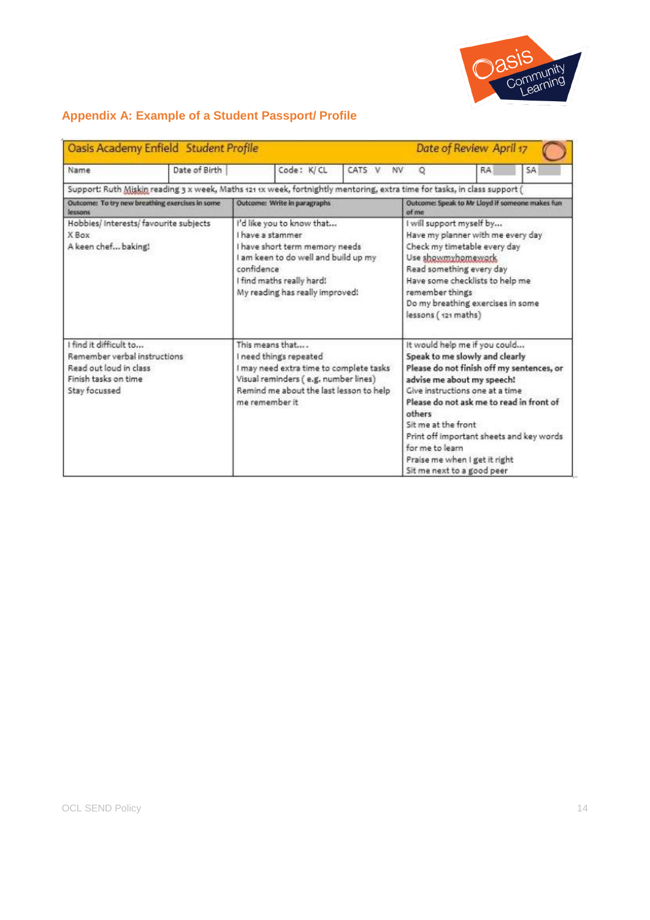## Appendix A: Example of a Student Passport/ Profile

| Oasis Academy Enfield *Student Profile* | | | *Date of Review April 17* |
|---|---|---|---|
| Name | Date of Birth | Code: K/ CL | CATS V NV Q | RA | SA |
| Support: Ruth Miskin reading 3 x week, Maths 121 1x week, fortnightly mentoring, extra time for tasks, in class support ( | | | |
| **Outcome: To try new breathing exercises in some lessons** | **Outcome: Write in paragraphs** | **Outcome: Speak to Mr Lloyd if someone makes fun of me** |
| Hobbies/ Interests/ favourite subjects<br>X Box<br>A keen chef… baking! | I'd like you to know that…<br>I have a stammer<br>I have short term memory needs<br>I am keen to do well and build up my confidence<br>I find maths really hard!<br>My reading has really improved! | I will support myself by…<br>Have my planner with me every day<br>Check my timetable every day<br>Use showmyhomework<br>Read something every day<br>Have some checklists to help me remember things<br>Do my breathing exercises in some lessons ( 121 maths) |
| I find it difficult to…<br>Remember verbal instructions<br>Read out loud in class<br>Finish tasks on time<br>Stay focussed | This means that….<br>I need things repeated<br>I may need extra time to complete tasks<br>Visual reminders ( e.g. number lines)<br>Remind me about the last lesson to help me remember it | It would help me if you could…<br>**Speak to me slowly and clearly**<br>**Please do not finish off my sentences, or advise me about my speech!**<br>Give instructions one at a time<br>**Please do not ask me to read in front of others**<br>Sit me at the front<br>Print off important sheets and key words for me to learn<br>Praise me when I get it right<br>Sit me next to a good peer |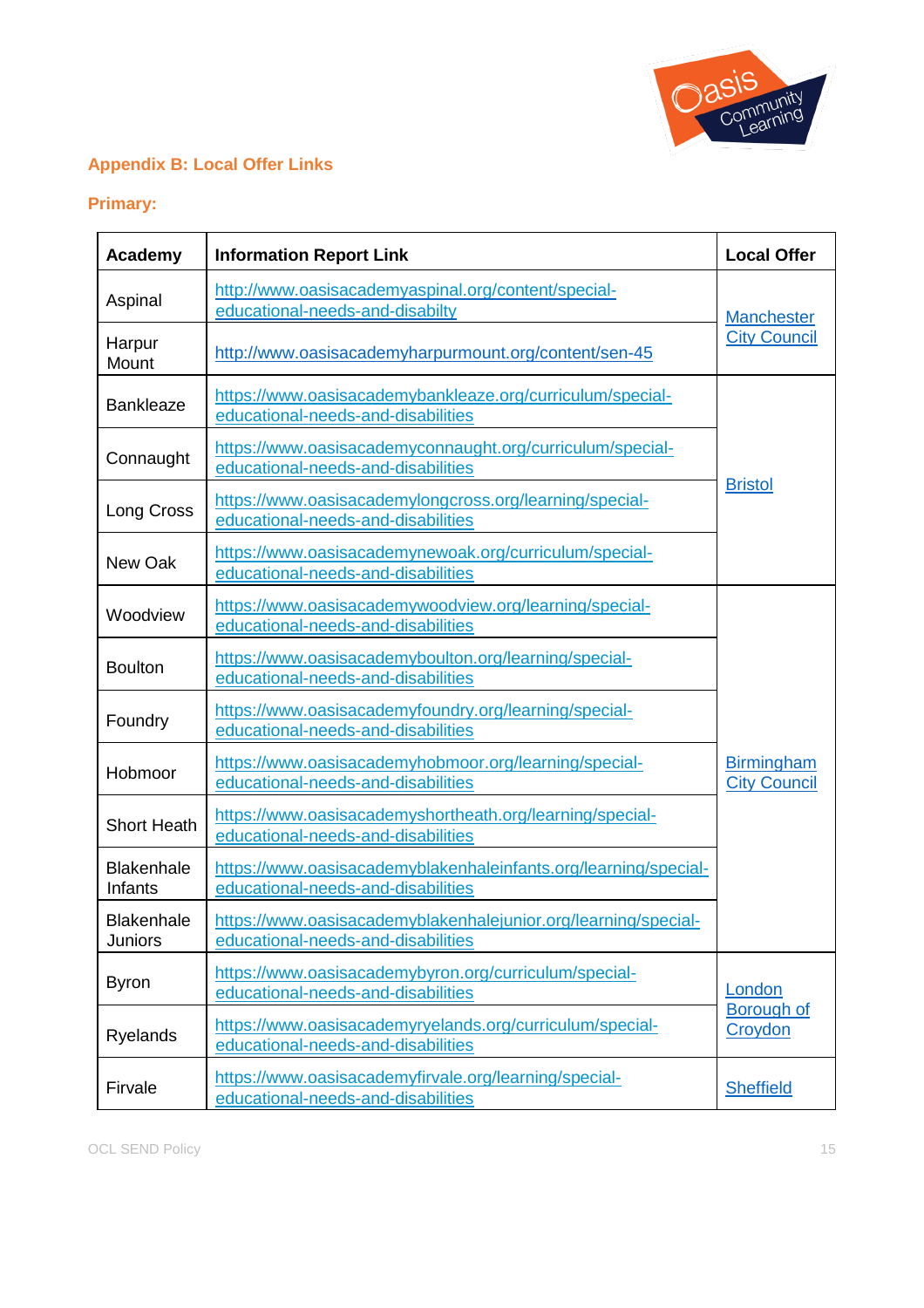## Appendix B: Local Offer Links

### Primary:

| Academy | Information Report Link | Local Offer |
|---|---|---|
| Aspinal | http://www.oasisacademyaspinal.org/content/special-educational-needs-and-disabilty | Manchester City Council |
| Harpur Mount | http://www.oasisacademyharpurmount.org/content/sen-45 | |
| Bankleaze | https://www.oasisacademybankleaze.org/curriculum/special-educational-needs-and-disabilities | Bristol |
| Connaught | https://www.oasisacademyconnaught.org/curriculum/special-educational-needs-and-disabilities | |
| Long Cross | https://www.oasisacademylongcross.org/learning/special-educational-needs-and-disabilities | |
| New Oak | https://www.oasisacademynewoak.org/curriculum/special-educational-needs-and-disabilities | |
| Woodview | https://www.oasisacademywoodview.org/learning/special-educational-needs-and-disabilities | Birmingham City Council |
| Boulton | https://www.oasisacademyboulton.org/learning/special-educational-needs-and-disabilities | |
| Foundry | https://www.oasisacademyfoundry.org/learning/special-educational-needs-and-disabilities | |
| Hobmoor | https://www.oasisacademyhobmoor.org/learning/special-educational-needs-and-disabilities | |
| Short Heath | https://www.oasisacademyshortheath.org/learning/special-educational-needs-and-disabilities | |
| Blakenhale Infants | https://www.oasisacademyblakenhaleinfants.org/learning/special-educational-needs-and-disabilities | |
| Blakenhale Juniors | https://www.oasisacademyblakenhalejunior.org/learning/special-educational-needs-and-disabilities | |
| Byron | https://www.oasisacademybyron.org/curriculum/special-educational-needs-and-disabilities | London Borough of Croydon |
| Ryelands | https://www.oasisacademyryelands.org/curriculum/special-educational-needs-and-disabilities | |
| Firvale | https://www.oasisacademyfirvale.org/learning/special-educational-needs-and-disabilities | Sheffield |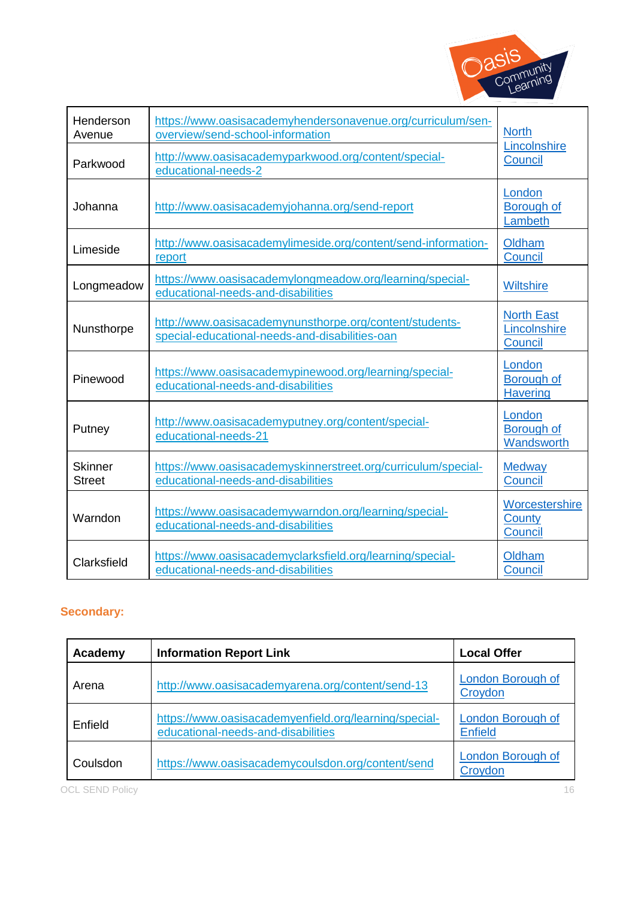| | | |
|---|---|---|
| Henderson Avenue | https://www.oasisacademyhendersonavenue.org/curriculum/sen-overview/send-school-information | North Lincolnshire Council |
| Parkwood | http://www.oasisacademyparkwood.org/content/special-educational-needs-2 | |
| Johanna | http://www.oasisacademyjohanna.org/send-report | London Borough of Lambeth |
| Limeside | http://www.oasisacademylimeside.org/content/send-information-report | Oldham Council |
| Longmeadow | https://www.oasisacademylongmeadow.org/learning/special-educational-needs-and-disabilities | Wiltshire |
| Nunsthorpe | http://www.oasisacademynunsthorpe.org/content/students-special-educational-needs-and-disabilities-oan | North East Lincolnshire Council |
| Pinewood | https://www.oasisacademypinewood.org/learning/special-educational-needs-and-disabilities | London Borough of Havering |
| Putney | http://www.oasisacademyputney.org/content/special-educational-needs-21 | London Borough of Wandsworth |
| Skinner Street | https://www.oasisacademyskinnerstreet.org/curriculum/special-educational-needs-and-disabilities | Medway Council |
| Warndon | https://www.oasisacademywarndon.org/learning/special-educational-needs-and-disabilities | Worcestershire County Council |
| Clarksfield | https://www.oasisacademyclarksfield.org/learning/special-educational-needs-and-disabilities | Oldham Council |

## Secondary:

| Academy | Information Report Link | Local Offer |
|---|---|---|
| Arena | http://www.oasisacademyarena.org/content/send-13 | London Borough of Croydon |
| Enfield | https://www.oasisacademyenfield.org/learning/special-educational-needs-and-disabilities | London Borough of Enfield |
| Coulsdon | https://www.oasisacademycoulsdon.org/content/send | London Borough of Croydon |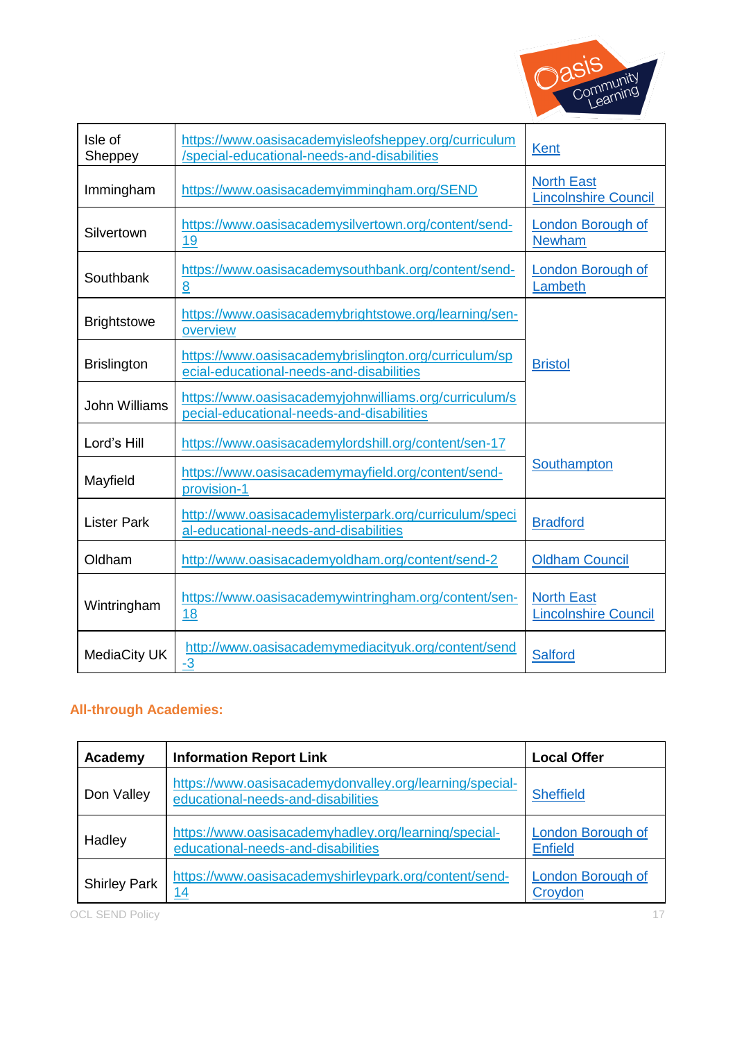| | | |
|---|---|---|
| Isle of Sheppey | https://www.oasisacademyisleofsheppey.org/curriculum/special-educational-needs-and-disabilities | Kent |
| Immingham | https://www.oasisacademyimmingham.org/SEND | North East Lincolnshire Council |
| Silvertown | https://www.oasisacademysilvertown.org/content/send-19 | London Borough of Newham |
| Southbank | https://www.oasisacademysouthbank.org/content/send-8 | London Borough of Lambeth |
| Brightstowe | https://www.oasisacademybrightstowe.org/learning/sen-overview | Bristol |
| Brislington | https://www.oasisacademybrislington.org/curriculum/special-educational-needs-and-disabilities | |
| John Williams | https://www.oasisacademyjohnwilliams.org/curriculum/special-educational-needs-and-disabilities | |
| Lord's Hill | https://www.oasisacademylordshill.org/content/sen-17 | Southampton |
| Mayfield | https://www.oasisacademymayfield.org/content/send-provision-1 | |
| Lister Park | http://www.oasisacademylisterpark.org/curriculum/special-educational-needs-and-disabilities | Bradford |
| Oldham | http://www.oasisacademyoldham.org/content/send-2 | Oldham Council |
| Wintringham | https://www.oasisacademywintringham.org/content/sen-18 | North East Lincolnshire Council |
| MediaCity UK | http://www.oasisacademymediacityuk.org/content/send-3 | Salford |

## All-through Academies:

| Academy | Information Report Link | Local Offer |
|---|---|---|
| Don Valley | https://www.oasisacademydonvalley.org/learning/special-educational-needs-and-disabilities | Sheffield |
| Hadley | https://www.oasisacademyhadley.org/learning/special-educational-needs-and-disabilities | London Borough of Enfield |
| Shirley Park | https://www.oasisacademyshirleypark.org/content/send-14 | London Borough of Croydon |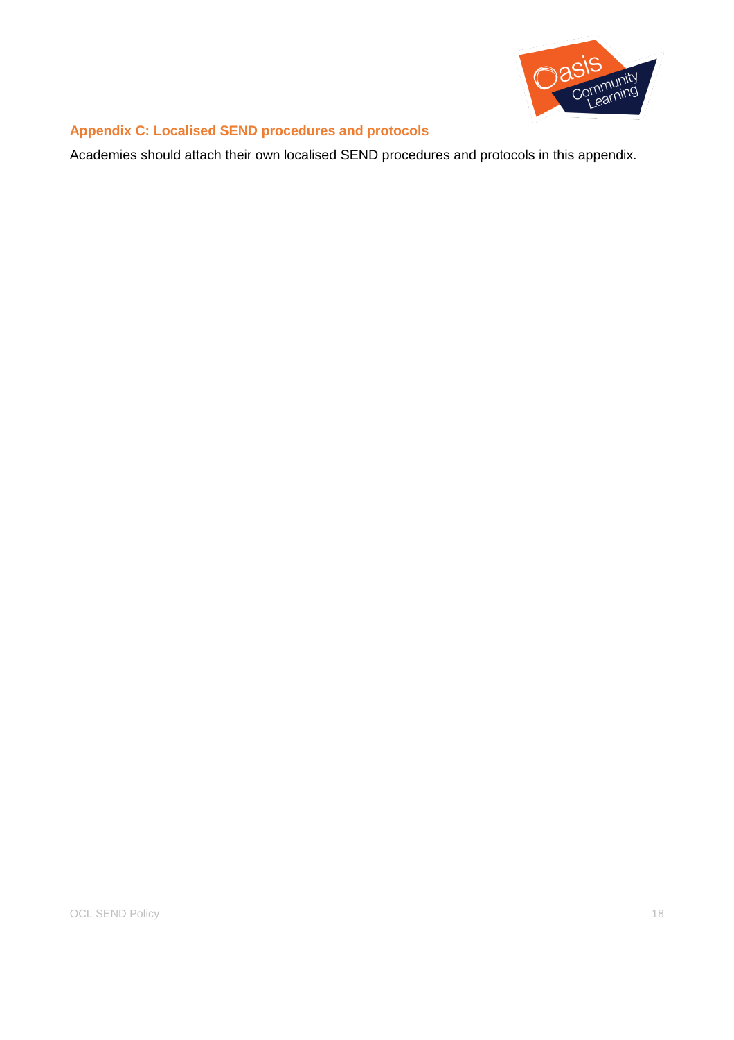## Appendix C: Localised SEND procedures and protocols

Academies should attach their own localised SEND procedures and protocols in this appendix.